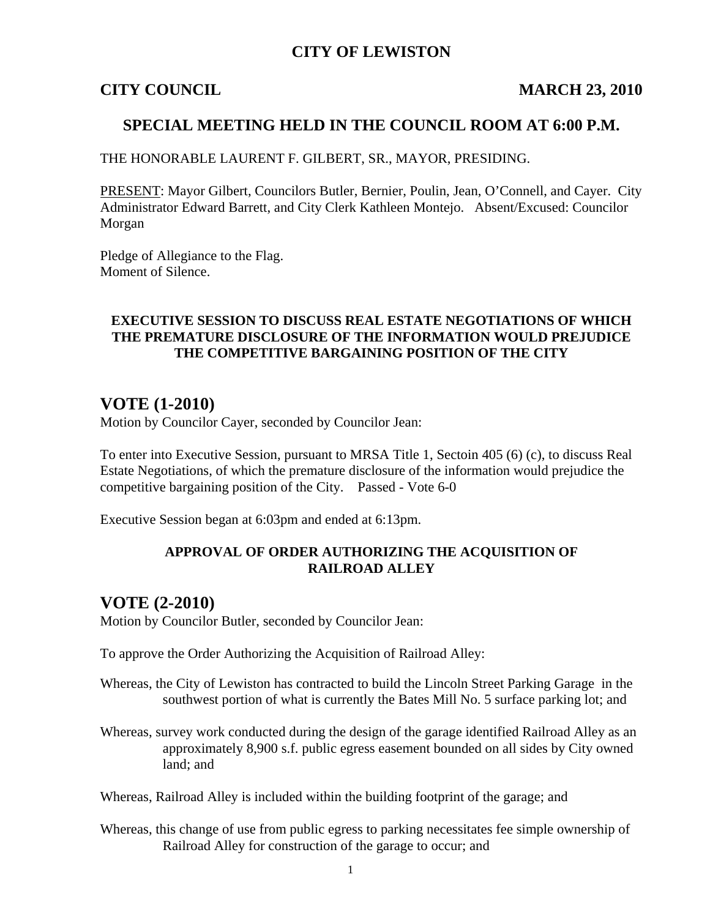# CITY OF LEWISTON

## CITY COUNCIL MARCH 23, 2010

## SPECIAL MEETING HELD IN THE COUNCIL ROOM AT 6:00 P.M.

THE HONORABLE LAURENT F. GILBERT, SR., MAYOR, PRESIDING.

PRESENT: Mayor Gilbert, Councilors Butler, Bernier, Poulin, Jean, O'Connell, and Cayer. City Administrator Edward Barrett, and City Clerk Kathleen Montejo. Absent/Excused: Councilor Morgan

Pledge of Allegiance to the Flag.
Moment of Silence.

**EXECUTIVE SESSION TO DISCUSS REAL ESTATE NEGOTIATIONS OF WHICH THE PREMATURE DISCLOSURE OF THE INFORMATION WOULD PREJUDICE THE COMPETITIVE BARGAINING POSITION OF THE CITY**

# VOTE (1-2010)

Motion by Councilor Cayer, seconded by Councilor Jean:

To enter into Executive Session, pursuant to MRSA Title 1, Sectoin 405 (6) (c), to discuss Real Estate Negotiations, of which the premature disclosure of the information would prejudice the competitive bargaining position of the City. Passed - Vote 6-0

Executive Session began at 6:03pm and ended at 6:13pm.

**APPROVAL OF ORDER AUTHORIZING THE ACQUISITION OF RAILROAD ALLEY**

# VOTE (2-2010)

Motion by Councilor Butler, seconded by Councilor Jean:

To approve the Order Authorizing the Acquisition of Railroad Alley:

Whereas, the City of Lewiston has contracted to build the Lincoln Street Parking Garage in the southwest portion of what is currently the Bates Mill No. 5 surface parking lot; and

Whereas, survey work conducted during the design of the garage identified Railroad Alley as an approximately 8,900 s.f. public egress easement bounded on all sides by City owned land; and

Whereas, Railroad Alley is included within the building footprint of the garage; and

Whereas, this change of use from public egress to parking necessitates fee simple ownership of Railroad Alley for construction of the garage to occur; and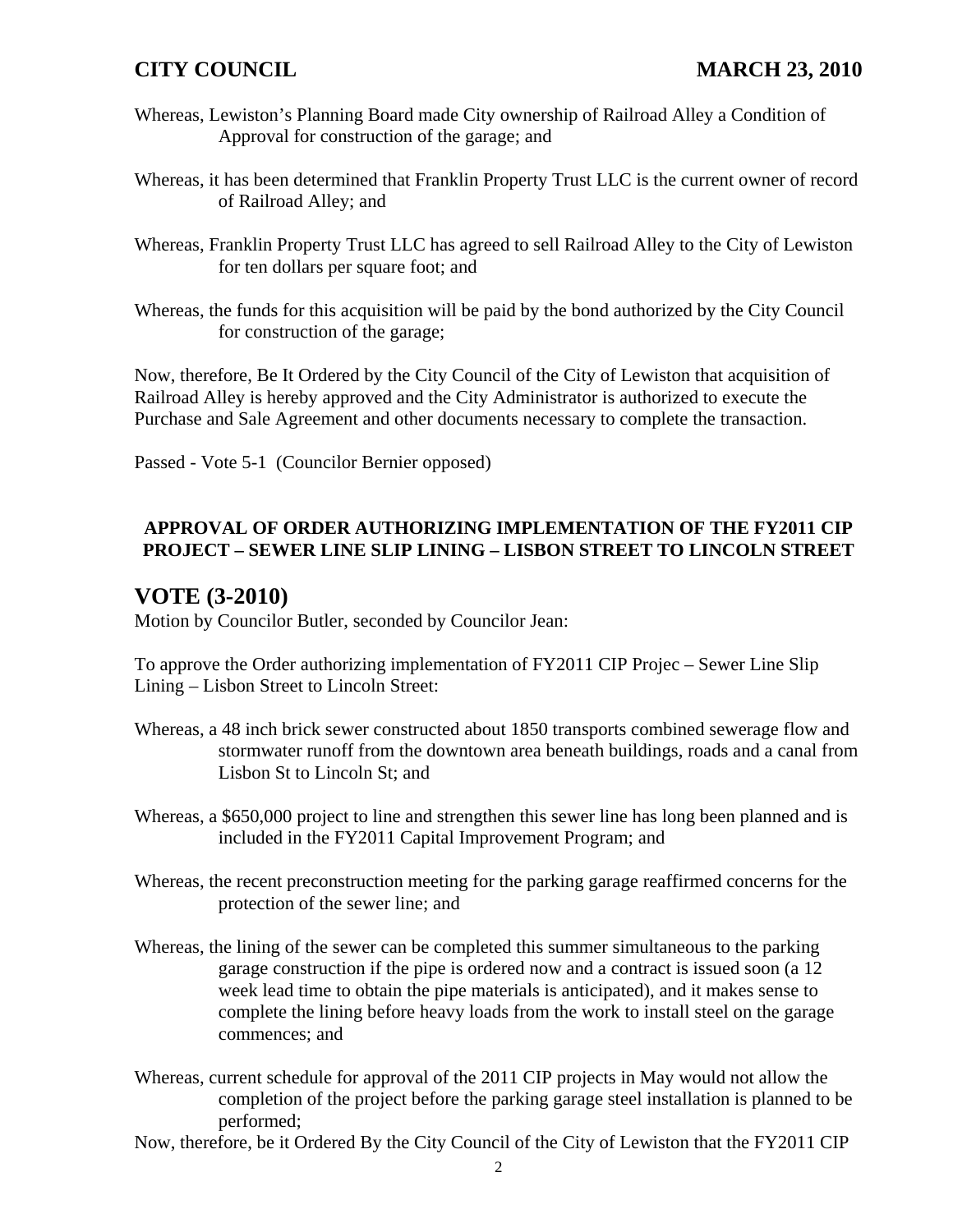Whereas, Lewiston's Planning Board made City ownership of Railroad Alley a Condition of Approval for construction of the garage; and

Whereas, it has been determined that Franklin Property Trust LLC is the current owner of record of Railroad Alley; and

Whereas, Franklin Property Trust LLC has agreed to sell Railroad Alley to the City of Lewiston for ten dollars per square foot; and

Whereas, the funds for this acquisition will be paid by the bond authorized by the City Council for construction of the garage;

Now, therefore, Be It Ordered by the City Council of the City of Lewiston that acquisition of Railroad Alley is hereby approved and the City Administrator is authorized to execute the Purchase and Sale Agreement and other documents necessary to complete the transaction.

Passed - Vote 5-1 (Councilor Bernier opposed)

**APPROVAL OF ORDER AUTHORIZING IMPLEMENTATION OF THE FY2011 CIP PROJECT – SEWER LINE SLIP LINING – LISBON STREET TO LINCOLN STREET**

## VOTE (3-2010)

Motion by Councilor Butler, seconded by Councilor Jean:

To approve the Order authorizing implementation of FY2011 CIP Projec – Sewer Line Slip Lining – Lisbon Street to Lincoln Street:

Whereas, a 48 inch brick sewer constructed about 1850 transports combined sewerage flow and stormwater runoff from the downtown area beneath buildings, roads and a canal from Lisbon St to Lincoln St; and

Whereas, a $650,000 project to line and strengthen this sewer line has long been planned and is included in the FY2011 Capital Improvement Program; and

Whereas, the recent preconstruction meeting for the parking garage reaffirmed concerns for the protection of the sewer line; and

Whereas, the lining of the sewer can be completed this summer simultaneous to the parking garage construction if the pipe is ordered now and a contract is issued soon (a 12 week lead time to obtain the pipe materials is anticipated), and it makes sense to complete the lining before heavy loads from the work to install steel on the garage commences; and

Whereas, current schedule for approval of the 2011 CIP projects in May would not allow the completion of the project before the parking garage steel installation is planned to be performed;

Now, therefore, be it Ordered By the City Council of the City of Lewiston that the FY2011 CIP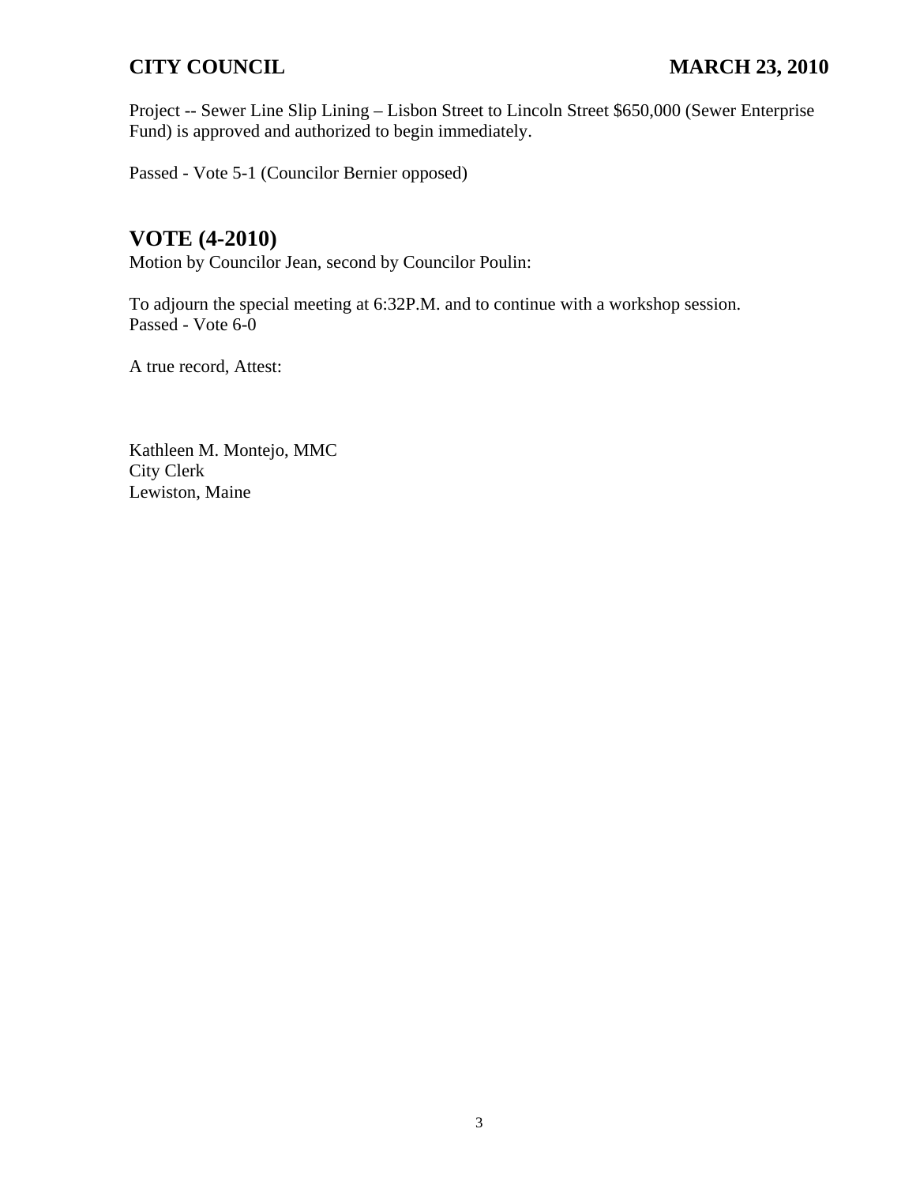Project -- Sewer Line Slip Lining – Lisbon Street to Lincoln Street $650,000 (Sewer Enterprise Fund) is approved and authorized to begin immediately.

Passed - Vote 5-1 (Councilor Bernier opposed)

## VOTE (4-2010)

Motion by Councilor Jean, second by Councilor Poulin:

To adjourn the special meeting at 6:32P.M. and to continue with a workshop session.
Passed - Vote 6-0

A true record, Attest:

Kathleen M. Montejo, MMC
City Clerk
Lewiston, Maine